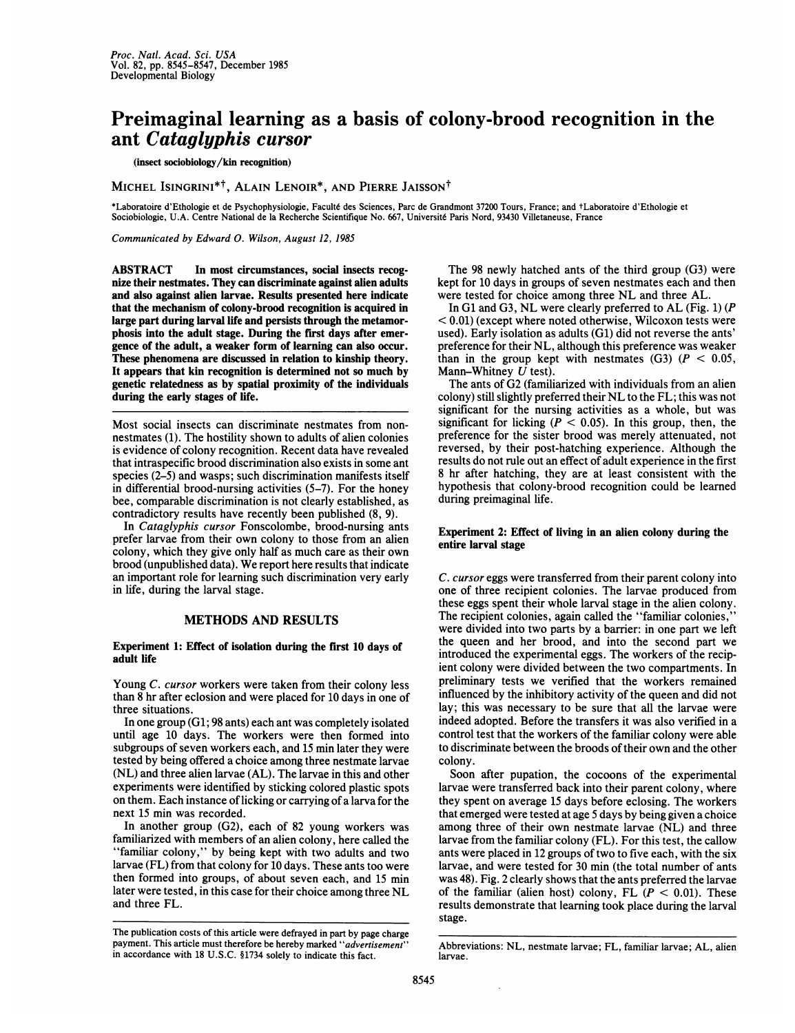# Preimaginal learning as a basis of colony-brood recognition in the ant *Cataglyphis cursor*

(insect sociobiology/kin recognition)

MICHEL ISINGRINI*†, ALAIN LENOIR*, AND PIERRE JAISSON†

*Laboratoire d'Ethologie et de Psychophysiologie, Faculté des Sciences, Parc de Grandmont 37200 Tours, France; and †Laboratoire d'Ethologie et Sociobiologie, U.A. Centre National de la Recherche Scientifique No. 667, Université Paris Nord, 93430 Villetaneuse, France

*Communicated by Edward O. Wilson, August 12, 1985*

**ABSTRACT** In most circumstances, social insects recognize their nestmates. They can discriminate against alien adults and also against alien larvae. Results presented here indicate that the mechanism of colony-brood recognition is acquired in large part during larval life and persists through the metamorphosis into the adult stage. During the first days after emergence of the adult, a weaker form of learning can also occur. These phenomena are discussed in relation to kinship theory. It appears that kin recognition is determined not so much by genetic relatedness as by spatial proximity of the individuals during the early stages of life.

Most social insects can discriminate nestmates from nonnestmates (1). The hostility shown to adults of alien colonies is evidence of colony recognition. Recent data have revealed that intraspecific brood discrimination also exists in some ant species (2–5) and wasps; such discrimination manifests itself in differential brood-nursing activities (5–7). For the honey bee, comparable discrimination is not clearly established, as contradictory results have recently been published (8, 9).

In *Cataglyphis cursor* Fonscolombe, brood-nursing ants prefer larvae from their own colony to those from an alien colony, which they give only half as much care as their own brood (unpublished data). We report here results that indicate an important role for learning such discrimination very early in life, during the larval stage.

## METHODS AND RESULTS

### Experiment 1: Effect of isolation during the first 10 days of adult life

Young *C. cursor* workers were taken from their colony less than 8 hr after eclosion and were placed for 10 days in one of three situations.

In one group (G1; 98 ants) each ant was completely isolated until age 10 days. The workers were then formed into subgroups of seven workers each, and 15 min later they were tested by being offered a choice among three nestmate larvae (NL) and three alien larvae (AL). The larvae in this and other experiments were identified by sticking colored plastic spots on them. Each instance of licking or carrying of a larva for the next 15 min was recorded.

In another group (G2), each of 82 young workers was familiarized with members of an alien colony, here called the "familiar colony," by being kept with two adults and two larvae (FL) from that colony for 10 days. These ants too were then formed into groups, of about seven each, and 15 min later were tested, in this case for their choice among three NL and three FL.

The 98 newly hatched ants of the third group (G3) were kept for 10 days in groups of seven nestmates each and then were tested for choice among three NL and three AL.

In G1 and G3, NL were clearly preferred to AL (Fig. 1) ($P < 0.01$) (except where noted otherwise, Wilcoxon tests were used). Early isolation as adults (G1) did not reverse the ants' preference for their NL, although this preference was weaker than in the group kept with nestmates (G3) ($P < 0.05$, Mann–Whitney $U$ test).

The ants of G2 (familiarized with individuals from an alien colony) still slightly preferred their NL to the FL; this was not significant for the nursing activities as a whole, but was significant for licking ($P < 0.05$). In this group, then, the preference for the sister brood was merely attenuated, not reversed, by their post-hatching experience. Although the results do not rule out an effect of adult experience in the first 8 hr after hatching, they are at least consistent with the hypothesis that colony-brood recognition could be learned during preimaginal life.

### Experiment 2: Effect of living in an alien colony during the entire larval stage

*C. cursor* eggs were transferred from their parent colony into one of three recipient colonies. The larvae produced from these eggs spent their whole larval stage in the alien colony. The recipient colonies, again called the "familiar colonies," were divided into two parts by a barrier: in one part we left the queen and her brood, and into the second part we introduced the experimental eggs. The workers of the recipient colony were divided between the two compartments. In preliminary tests we verified that the workers remained influenced by the inhibitory activity of the queen and did not lay; this was necessary to be sure that all the larvae were indeed adopted. Before the transfers it was also verified in a control test that the workers of the familiar colony were able to discriminate between the broods of their own and the other colony.

Soon after pupation, the cocoons of the experimental larvae were transferred back into their parent colony, where they spent on average 15 days before eclosing. The workers that emerged were tested at age 5 days by being given a choice among three of their own nestmate larvae (NL) and three larvae from the familiar colony (FL). For this test, the callow ants were placed in 12 groups of two to five each, with the six larvae, and were tested for 30 min (the total number of ants was 48). Fig. 2 clearly shows that the ants preferred the larvae of the familiar (alien host) colony, FL ($P < 0.01$). These results demonstrate that learning took place during the larval stage.

The publication costs of this article were defrayed in part by page charge payment. This article must therefore be hereby marked "*advertisement*" in accordance with 18 U.S.C. §1734 solely to indicate this fact.

Abbreviations: NL, nestmate larvae; FL, familiar larvae; AL, alien larvae.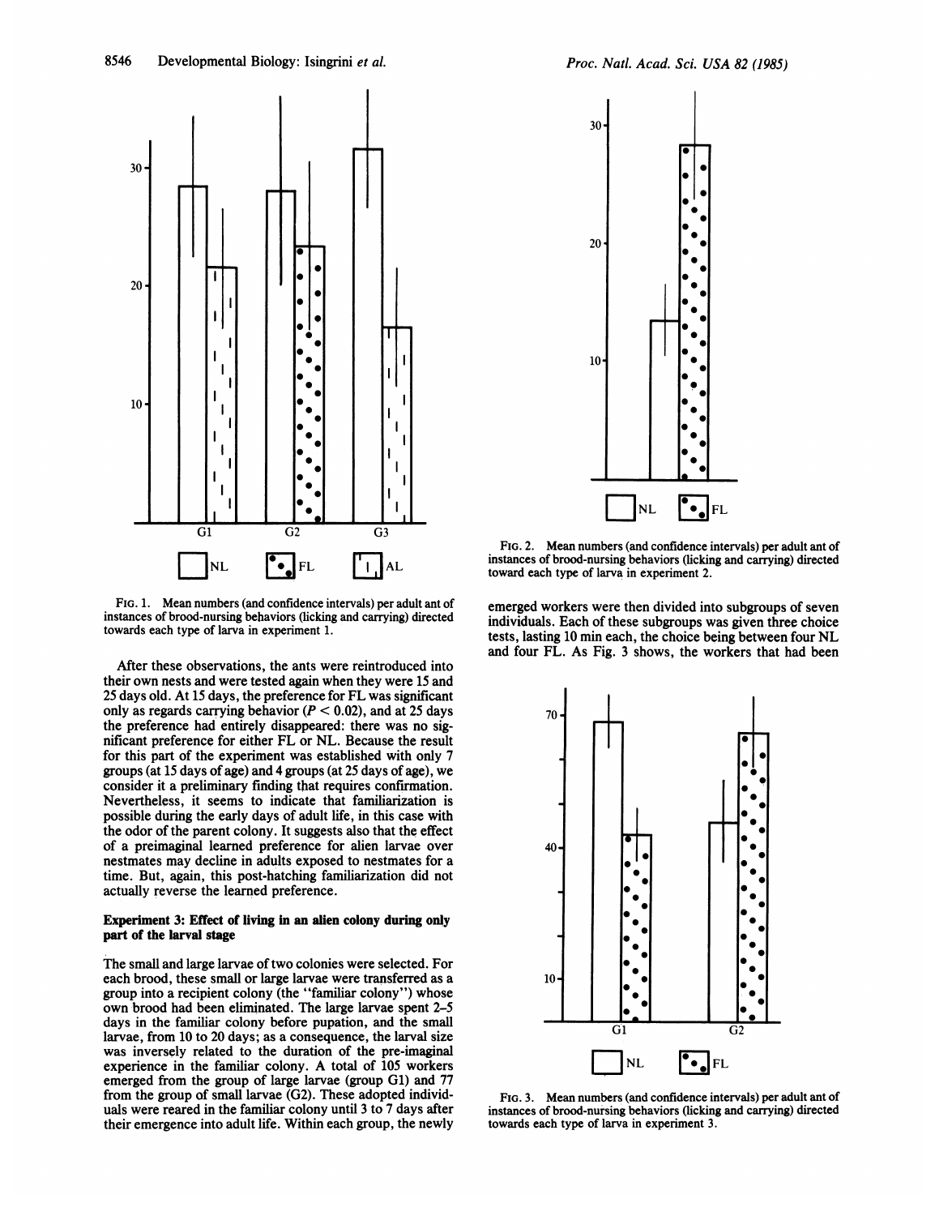FIG. 1. Mean numbers (and confidence intervals) per adult ant of instances of brood-nursing behaviors (licking and carrying) directed towards each type of larva in experiment 1.

After these observations, the ants were reintroduced into their own nests and were tested again when they were 15 and 25 days old. At 15 days, the preference for FL was significant only as regards carrying behavior ($P < 0.02$), and at 25 days the preference had entirely disappeared: there was no significant preference for either FL or NL. Because the result for this part of the experiment was established with only 7 groups (at 15 days of age) and 4 groups (at 25 days of age), we consider it a preliminary finding that requires confirmation. Nevertheless, it seems to indicate that familiarization is possible during the early days of adult life, in this case with the odor of the parent colony. It suggests also that the effect of a preimaginal learned preference for alien larvae over nestmates may decline in adults exposed to nestmates for a time. But, again, this post-hatching familiarization did not actually reverse the learned preference.

### Experiment 3: Effect of living in an alien colony during only part of the larval stage

The small and large larvae of two colonies were selected. For each brood, these small or large larvae were transferred as a group into a recipient colony (the "familiar colony") whose own brood had been eliminated. The large larvae spent 2–5 days in the familiar colony before pupation, and the small larvae, from 10 to 20 days; as a consequence, the larval size was inversely related to the duration of the pre-imaginal experience in the familiar colony. A total of 105 workers emerged from the group of large larvae (group G1) and 77 from the group of small larvae (G2). These adopted individuals were reared in the familiar colony until 3 to 7 days after their emergence into adult life. Within each group, the newly

FIG. 2. Mean numbers (and confidence intervals) per adult ant of instances of brood-nursing behaviors (licking and carrying) directed toward each type of larva in experiment 2.

emerged workers were then divided into subgroups of seven individuals. Each of these subgroups was given three choice tests, lasting 10 min each, the choice being between four NL and four FL. As Fig. 3 shows, the workers that had been

FIG. 3. Mean numbers (and confidence intervals) per adult ant of instances of brood-nursing behaviors (licking and carrying) directed towards each type of larva in experiment 3.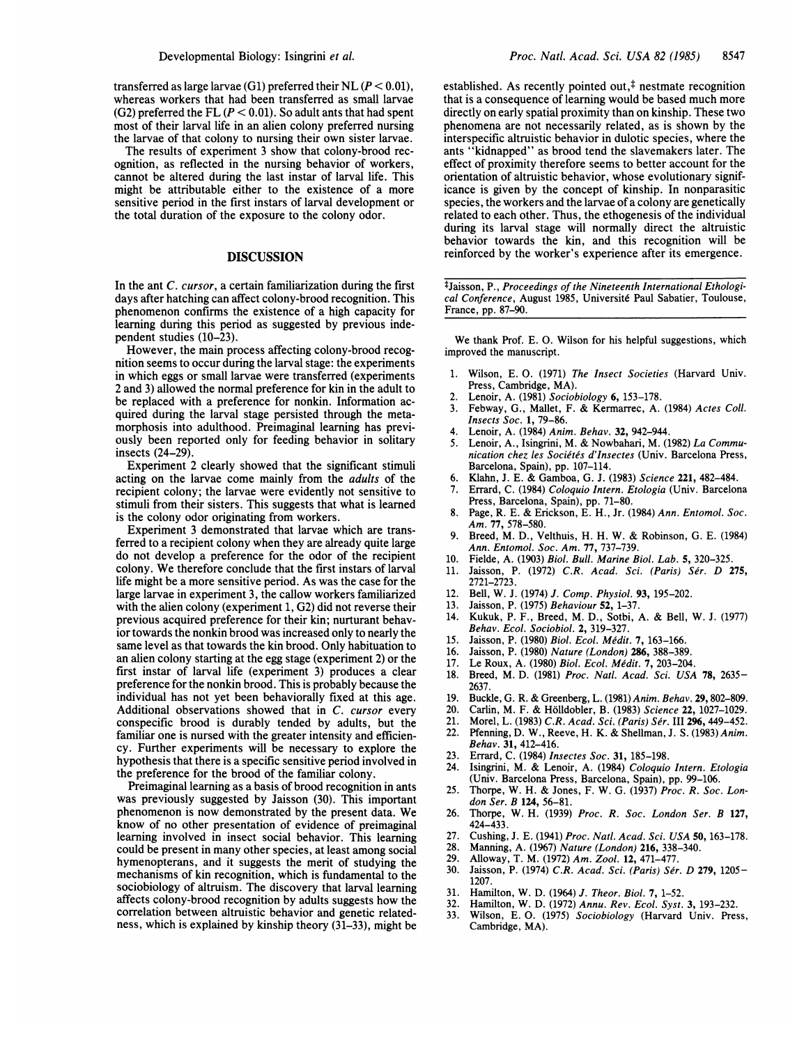transferred as large larvae (G1) preferred their NL ($P < 0.01$), whereas workers that had been transferred as small larvae (G2) preferred the FL ($P < 0.01$). So adult ants that had spent most of their larval life in an alien colony preferred nursing the larvae of that colony to nursing their own sister larvae.

The results of experiment 3 show that colony-brood recognition, as reflected in the nursing behavior of workers, cannot be altered during the last instar of larval life. This might be attributable either to the existence of a more sensitive period in the first instars of larval development or the total duration of the exposure to the colony odor.

## DISCUSSION

In the ant *C. cursor*, a certain familiarization during the first days after hatching can affect colony-brood recognition. This phenomenon confirms the existence of a high capacity for learning during this period as suggested by previous independent studies (10–23).

However, the main process affecting colony-brood recognition seems to occur during the larval stage: the experiments in which eggs or small larvae were transferred (experiments 2 and 3) allowed the normal preference for kin in the adult to be replaced with a preference for nonkin. Information acquired during the larval stage persisted through the metamorphosis into adulthood. Preimaginal learning has previously been reported only for feeding behavior in solitary insects (24–29).

Experiment 2 clearly showed that the significant stimuli acting on the larvae come mainly from the *adults* of the recipient colony; the larvae were evidently not sensitive to stimuli from their sisters. This suggests that what is learned is the colony odor originating from workers.

Experiment 3 demonstrated that larvae which are transferred to a recipient colony when they are already quite large do not develop a preference for the odor of the recipient colony. We therefore conclude that the first instars of larval life might be a more sensitive period. As was the case for the large larvae in experiment 3, the callow workers familiarized with the alien colony (experiment 1, G2) did not reverse their previous acquired preference for their kin; nurturant behavior towards the nonkin brood was increased only to nearly the same level as that towards the kin brood. Only habituation to an alien colony starting at the egg stage (experiment 2) or the first instar of larval life (experiment 3) produces a clear preference for the nonkin brood. This is probably because the individual has not yet been behaviorally fixed at this age. Additional observations showed that in *C. cursor* every conspecific brood is durably tended by adults, but the familiar one is nursed with the greater intensity and efficiency. Further experiments will be necessary to explore the hypothesis that there is a specific sensitive period involved in the preference for the brood of the familiar colony.

Preimaginal learning as a basis of brood recognition in ants was previously suggested by Jaisson (30). This important phenomenon is now demonstrated by the present data. We know of no other presentation of evidence of preimaginal learning involved in insect social behavior. This learning could be present in many other species, at least among social hymenopterans, and it suggests the merit of studying the mechanisms of kin recognition, which is fundamental to the sociobiology of altruism. The discovery that larval learning affects colony-brood recognition by adults suggests how the correlation between altruistic behavior and genetic relatedness, which is explained by kinship theory (31–33), might be established. As recently pointed out,‡ nestmate recognition that is a consequence of learning would be based much more directly on early spatial proximity than on kinship. These two phenomena are not necessarily related, as is shown by the interspecific altruistic behavior in dulotic species, where the ants "kidnapped" as brood tend the slavemakers later. The effect of proximity therefore seems to better account for the orientation of altruistic behavior, whose evolutionary significance is given by the concept of kinship. In nonparasitic species, the workers and the larvae of a colony are genetically related to each other. Thus, the ethogenesis of the individual during its larval stage will normally direct the altruistic behavior towards the kin, and this recognition will be reinforced by the worker's experience after its emergence.

‡Jaisson, P., *Proceedings of the Nineteenth International Ethological Conference*, August 1985, Université Paul Sabatier, Toulouse, France, pp. 87–90.

We thank Prof. E. O. Wilson for his helpful suggestions, which improved the manuscript.

1. Wilson, E. O. (1971) *The Insect Societies* (Harvard Univ. Press, Cambridge, MA).
2. Lenoir, A. (1981) *Sociobiology* **6**, 153–178.
3. Febway, G., Mallet, F. & Kermarrec, A. (1984) *Actes Coll. Insects Soc.* **1**, 79–86.
4. Lenoir, A. (1984) *Anim. Behav.* **32**, 942–944.
5. Lenoir, A., Isingrini, M. & Nowbahari, M. (1982) *La Communication chez les Sociétés d'Insectes* (Univ. Barcelona Press, Barcelona, Spain), pp. 107–114.
6. Klahn, J. E. & Gamboa, G. J. (1983) *Science* **221**, 482–484.
7. Errard, C. (1984) *Coloquio Intern. Etologia* (Univ. Barcelona Press, Barcelona, Spain), pp. 71–80.
8. Page, R. E. & Erickson, E. H., Jr. (1984) *Ann. Entomol. Soc. Am.* **77**, 578–580.
9. Breed, M. D., Velthuis, H. H. W. & Robinson, G. E. (1984) *Ann. Entomol. Soc. Am.* **77**, 737–739.
10. Fielde, A. (1903) *Biol. Bull. Marine Biol. Lab.* **5**, 320–325.
11. Jaisson, P. (1972) *C.R. Acad. Sci. (Paris) Sér. D* **275**, 2721–2723.
12. Bell, W. J. (1974) *J. Comp. Physiol.* **93**, 195–202.
13. Jaisson, P. (1975) *Behaviour* **52**, 1–37.
14. Kukuk, P. F., Breed, M. D., Sotbi, A. & Bell, W. J. (1977) *Behav. Ecol. Sociobiol.* **2**, 319–327.
15. Jaisson, P. (1980) *Biol. Ecol. Médit.* **7**, 163–166.
16. Jaisson, P. (1980) *Nature (London)* **286**, 388–389.
17. Le Roux, A. (1980) *Biol. Ecol. Médit.* **7**, 203–204.
18. Breed, M. D. (1981) *Proc. Natl. Acad. Sci. USA* **78**, 2635–2637.
19. Buckle, G. R. & Greenberg, L. (1981) *Anim. Behav.* **29**, 802–809.
20. Carlin, M. F. & Hölldobler, B. (1983) *Science* **22**, 1027–1029.
21. Morel, L. (1983) *C.R. Acad. Sci. (Paris) Sér.* III **296**, 449–452.
22. Pfenning, D. W., Reeve, H. K. & Shellman, J. S. (1983) *Anim. Behav.* **31**, 412–416.
23. Errard, C. (1984) *Insectes Soc.* **31**, 185–198.
24. Isingrini, M. & Lenoir, A. (1984) *Coloquio Intern. Etologia* (Univ. Barcelona Press, Barcelona, Spain), pp. 99–106.
25. Thorpe, W. H. & Jones, F. W. G. (1937) *Proc. R. Soc. London Ser. B* **124**, 56–81.
26. Thorpe, W. H. (1939) *Proc. R. Soc. London Ser. B* **127**, 424–433.
27. Cushing, J. E. (1941) *Proc. Natl. Acad. Sci. USA* **50**, 163–178.
28. Manning, A. (1967) *Nature (London)* **216**, 338–340.
29. Alloway, T. M. (1972) *Am. Zool.* **12**, 471–477.
30. Jaisson, P. (1974) *C.R. Acad. Sci. (Paris) Sér. D* **279**, 1205–1207.
31. Hamilton, W. D. (1964) *J. Theor. Biol.* **7**, 1–52.
32. Hamilton, W. D. (1972) *Annu. Rev. Ecol. Syst.* **3**, 193–232.
33. Wilson, E. O. (1975) *Sociobiology* (Harvard Univ. Press, Cambridge, MA).